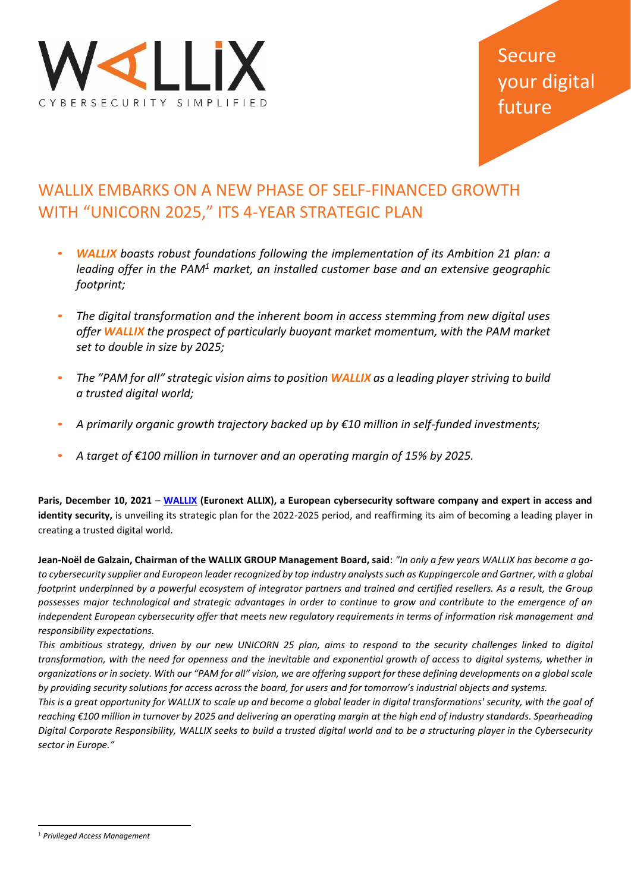WALLIX

CYBERSECURITY SIMPLIFIED

Secure your digital future

# WALLIX EMBARKS ON A NEW PHASE OF SELF-FINANCED GROWTH WITH "UNICORN 2025," ITS 4-YEAR STRATEGIC PLAN

- ***WALLIX*** *boasts robust foundations following the implementation of its Ambition 21 plan: a leading offer in the PAM[1] market, an installed customer base and an extensive geographic footprint;*
- *The digital transformation and the inherent boom in access stemming from new digital uses offer* ***WALLIX*** *the prospect of particularly buoyant market momentum, with the PAM market set to double in size by 2025;*
- *The "PAM for all" strategic vision aims to position* ***WALLIX*** *as a leading player striving to build a trusted digital world;*
- *A primarily organic growth trajectory backed up by €10 million in self-funded investments;*
- *A target of €100 million in turnover and an operating margin of 15% by 2025.*

**Paris, December 10, 2021** – **[WALLIX](#) (Euronext ALLIX), a European cybersecurity software company and expert in access and identity security,** is unveiling its strategic plan for the 2022-2025 period, and reaffirming its aim of becoming a leading player in creating a trusted digital world.

**Jean-Noël de Galzain, Chairman of the WALLIX GROUP Management Board, said**: *"In only a few years WALLIX has become a go-to cybersecurity supplier and European leader recognized by top industry analysts such as Kuppingercole and Gartner, with a global footprint underpinned by a powerful ecosystem of integrator partners and trained and certified resellers. As a result, the Group possesses major technological and strategic advantages in order to continue to grow and contribute to the emergence of an independent European cybersecurity offer that meets new regulatory requirements in terms of information risk management and responsibility expectations.*

*This ambitious strategy, driven by our new UNICORN 25 plan, aims to respond to the security challenges linked to digital transformation, with the need for openness and the inevitable and exponential growth of access to digital systems, whether in organizations or in society. With our "PAM for all" vision, we are offering support for these defining developments on a global scale by providing security solutions for access across the board, for users and for tomorrow's industrial objects and systems.*

*This is a great opportunity for WALLIX to scale up and become a global leader in digital transformations' security, with the goal of reaching €100 million in turnover by 2025 and delivering an operating margin at the high end of industry standards. Spearheading Digital Corporate Responsibility, WALLIX seeks to build a trusted digital world and to be a structuring player in the Cybersecurity sector in Europe."*

---

[1] *Privileged Access Management*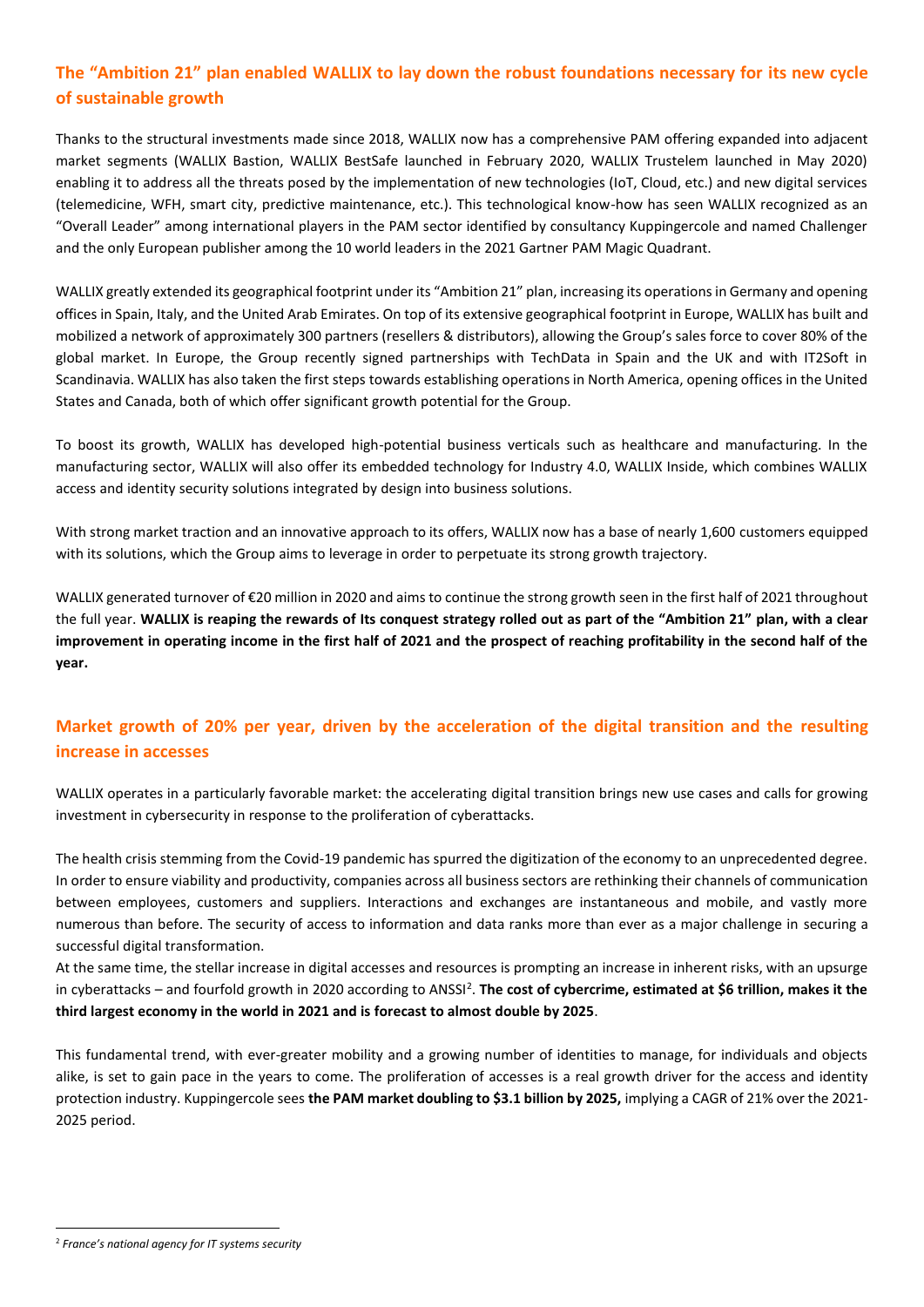## The "Ambition 21" plan enabled WALLIX to lay down the robust foundations necessary for its new cycle of sustainable growth

Thanks to the structural investments made since 2018, WALLIX now has a comprehensive PAM offering expanded into adjacent market segments (WALLIX Bastion, WALLIX BestSafe launched in February 2020, WALLIX Trustelem launched in May 2020) enabling it to address all the threats posed by the implementation of new technologies (IoT, Cloud, etc.) and new digital services (telemedicine, WFH, smart city, predictive maintenance, etc.). This technological know-how has seen WALLIX recognized as an "Overall Leader" among international players in the PAM sector identified by consultancy Kuppingercole and named Challenger and the only European publisher among the 10 world leaders in the 2021 Gartner PAM Magic Quadrant.

WALLIX greatly extended its geographical footprint under its "Ambition 21" plan, increasing its operations in Germany and opening offices in Spain, Italy, and the United Arab Emirates. On top of its extensive geographical footprint in Europe, WALLIX has built and mobilized a network of approximately 300 partners (resellers & distributors), allowing the Group's sales force to cover 80% of the global market. In Europe, the Group recently signed partnerships with TechData in Spain and the UK and with IT2Soft in Scandinavia. WALLIX has also taken the first steps towards establishing operations in North America, opening offices in the United States and Canada, both of which offer significant growth potential for the Group.

To boost its growth, WALLIX has developed high-potential business verticals such as healthcare and manufacturing. In the manufacturing sector, WALLIX will also offer its embedded technology for Industry 4.0, WALLIX Inside, which combines WALLIX access and identity security solutions integrated by design into business solutions.

With strong market traction and an innovative approach to its offers, WALLIX now has a base of nearly 1,600 customers equipped with its solutions, which the Group aims to leverage in order to perpetuate its strong growth trajectory.

WALLIX generated turnover of €20 million in 2020 and aims to continue the strong growth seen in the first half of 2021 throughout the full year. **WALLIX is reaping the rewards of Its conquest strategy rolled out as part of the "Ambition 21" plan, with a clear improvement in operating income in the first half of 2021 and the prospect of reaching profitability in the second half of the year.**

## Market growth of 20% per year, driven by the acceleration of the digital transition and the resulting increase in accesses

WALLIX operates in a particularly favorable market: the accelerating digital transition brings new use cases and calls for growing investment in cybersecurity in response to the proliferation of cyberattacks.

The health crisis stemming from the Covid-19 pandemic has spurred the digitization of the economy to an unprecedented degree. In order to ensure viability and productivity, companies across all business sectors are rethinking their channels of communication between employees, customers and suppliers. Interactions and exchanges are instantaneous and mobile, and vastly more numerous than before. The security of access to information and data ranks more than ever as a major challenge in securing a successful digital transformation.

At the same time, the stellar increase in digital accesses and resources is prompting an increase in inherent risks, with an upsurge in cyberattacks – and fourfold growth in 2020 according to ANSSI[2]. **The cost of cybercrime, estimated at $6 trillion, makes it the third largest economy in the world in 2021 and is forecast to almost double by 2025**.

This fundamental trend, with ever-greater mobility and a growing number of identities to manage, for individuals and objects alike, is set to gain pace in the years to come. The proliferation of accesses is a real growth driver for the access and identity protection industry. Kuppingercole sees **the PAM market doubling to $3.1 billion by 2025,** implying a CAGR of 21% over the 2021-2025 period.

---

[2] *France's national agency for IT systems security*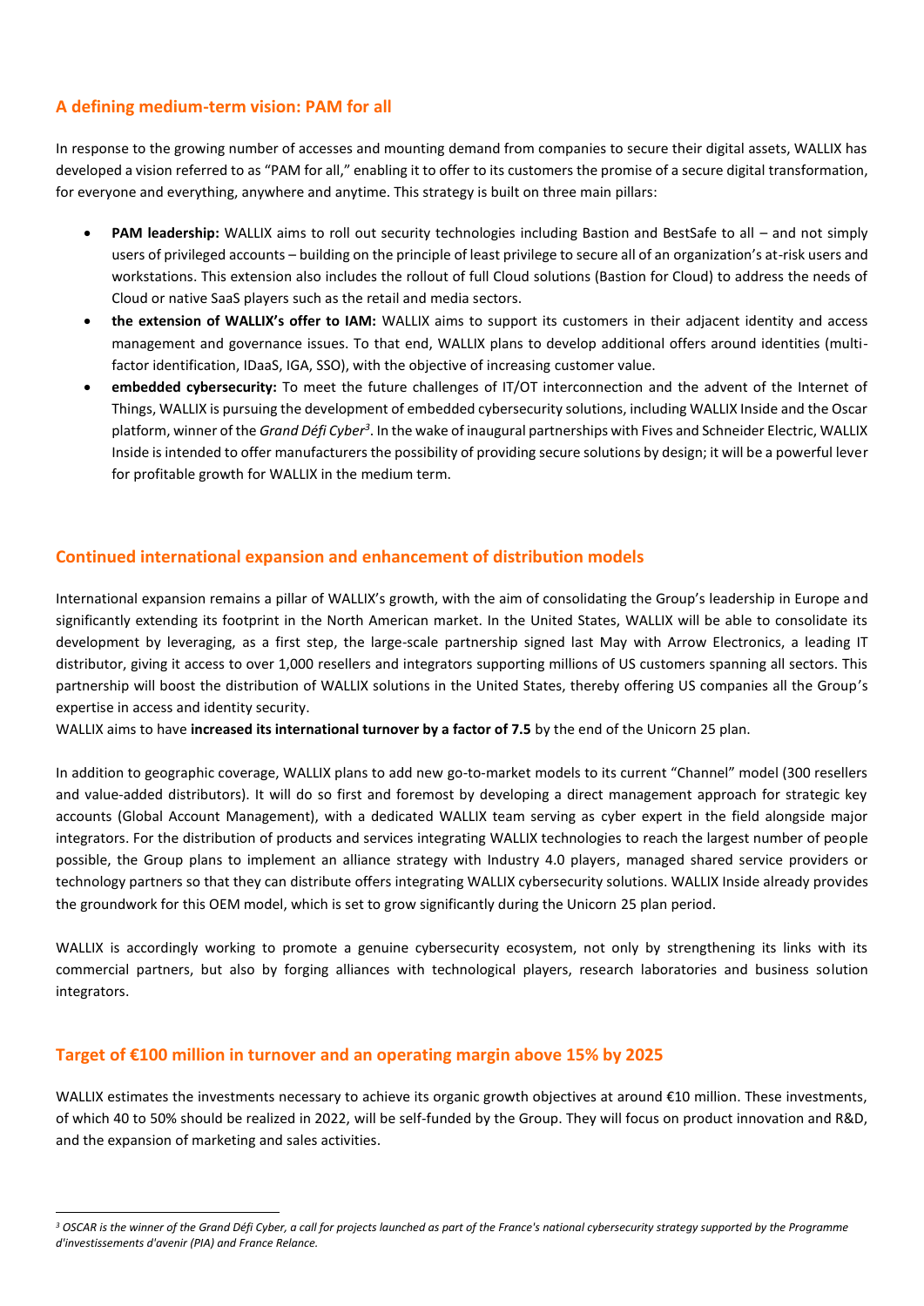## A defining medium-term vision: PAM for all

In response to the growing number of accesses and mounting demand from companies to secure their digital assets, WALLIX has developed a vision referred to as "PAM for all," enabling it to offer to its customers the promise of a secure digital transformation, for everyone and everything, anywhere and anytime. This strategy is built on three main pillars:

- **PAM leadership:** WALLIX aims to roll out security technologies including Bastion and BestSafe to all – and not simply users of privileged accounts – building on the principle of least privilege to secure all of an organization's at-risk users and workstations. This extension also includes the rollout of full Cloud solutions (Bastion for Cloud) to address the needs of Cloud or native SaaS players such as the retail and media sectors.
- **the extension of WALLIX's offer to IAM:** WALLIX aims to support its customers in their adjacent identity and access management and governance issues. To that end, WALLIX plans to develop additional offers around identities (multi-factor identification, IDaaS, IGA, SSO), with the objective of increasing customer value.
- **embedded cybersecurity:** To meet the future challenges of IT/OT interconnection and the advent of the Internet of Things, WALLIX is pursuing the development of embedded cybersecurity solutions, including WALLIX Inside and the Oscar platform, winner of the *Grand Défi Cyber*[3]. In the wake of inaugural partnerships with Fives and Schneider Electric, WALLIX Inside is intended to offer manufacturers the possibility of providing secure solutions by design; it will be a powerful lever for profitable growth for WALLIX in the medium term.

## Continued international expansion and enhancement of distribution models

International expansion remains a pillar of WALLIX's growth, with the aim of consolidating the Group's leadership in Europe and significantly extending its footprint in the North American market. In the United States, WALLIX will be able to consolidate its development by leveraging, as a first step, the large-scale partnership signed last May with Arrow Electronics, a leading IT distributor, giving it access to over 1,000 resellers and integrators supporting millions of US customers spanning all sectors. This partnership will boost the distribution of WALLIX solutions in the United States, thereby offering US companies all the Group's expertise in access and identity security.

WALLIX aims to have **increased its international turnover by a factor of 7.5** by the end of the Unicorn 25 plan.

In addition to geographic coverage, WALLIX plans to add new go-to-market models to its current "Channel" model (300 resellers and value-added distributors). It will do so first and foremost by developing a direct management approach for strategic key accounts (Global Account Management), with a dedicated WALLIX team serving as cyber expert in the field alongside major integrators. For the distribution of products and services integrating WALLIX technologies to reach the largest number of people possible, the Group plans to implement an alliance strategy with Industry 4.0 players, managed shared service providers or technology partners so that they can distribute offers integrating WALLIX cybersecurity solutions. WALLIX Inside already provides the groundwork for this OEM model, which is set to grow significantly during the Unicorn 25 plan period.

WALLIX is accordingly working to promote a genuine cybersecurity ecosystem, not only by strengthening its links with its commercial partners, but also by forging alliances with technological players, research laboratories and business solution integrators.

## Target of €100 million in turnover and an operating margin above 15% by 2025

WALLIX estimates the investments necessary to achieve its organic growth objectives at around €10 million. These investments, of which 40 to 50% should be realized in 2022, will be self-funded by the Group. They will focus on product innovation and R&D, and the expansion of marketing and sales activities.

---

*[3] OSCAR is the winner of the Grand Défi Cyber, a call for projects launched as part of the France's national cybersecurity strategy supported by the Programme d'investissements d'avenir (PIA) and France Relance.*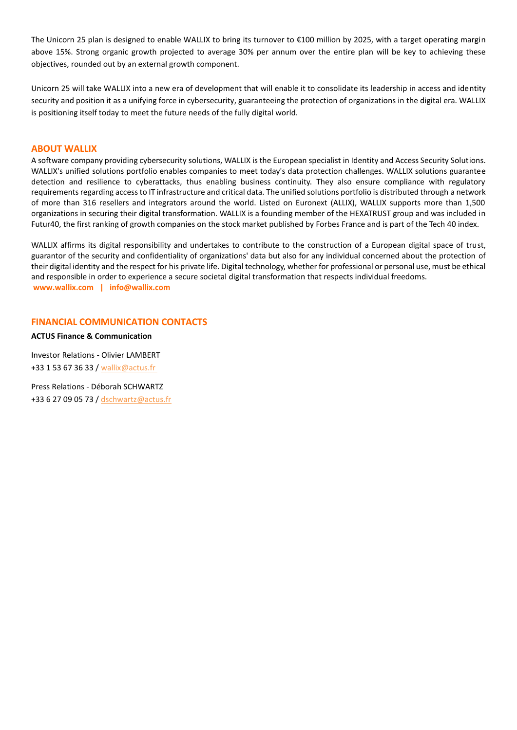The Unicorn 25 plan is designed to enable WALLIX to bring its turnover to €100 million by 2025, with a target operating margin above 15%. Strong organic growth projected to average 30% per annum over the entire plan will be key to achieving these objectives, rounded out by an external growth component.

Unicorn 25 will take WALLIX into a new era of development that will enable it to consolidate its leadership in access and identity security and position it as a unifying force in cybersecurity, guaranteeing the protection of organizations in the digital era. WALLIX is positioning itself today to meet the future needs of the fully digital world.

## ABOUT WALLIX

A software company providing cybersecurity solutions, WALLIX is the European specialist in Identity and Access Security Solutions. WALLIX's unified solutions portfolio enables companies to meet today's data protection challenges. WALLIX solutions guarantee detection and resilience to cyberattacks, thus enabling business continuity. They also ensure compliance with regulatory requirements regarding access to IT infrastructure and critical data. The unified solutions portfolio is distributed through a network of more than 316 resellers and integrators around the world. Listed on Euronext (ALLIX), WALLIX supports more than 1,500 organizations in securing their digital transformation. WALLIX is a founding member of the HEXATRUST group and was included in Futur40, the first ranking of growth companies on the stock market published by Forbes France and is part of the Tech 40 index.

WALLIX affirms its digital responsibility and undertakes to contribute to the construction of a European digital space of trust, guarantor of the security and confidentiality of organizations' data but also for any individual concerned about the protection of their digital identity and the respect for his private life. Digital technology, whether for professional or personal use, must be ethical and responsible in order to experience a secure societal digital transformation that respects individual freedoms.

**www.wallix.com | info@wallix.com**

## FINANCIAL COMMUNICATION CONTACTS

**ACTUS Finance & Communication**

Investor Relations - Olivier LAMBERT
+33 1 53 67 36 33 / wallix@actus.fr

Press Relations - Déborah SCHWARTZ
+33 6 27 09 05 73 / dschwartz@actus.fr